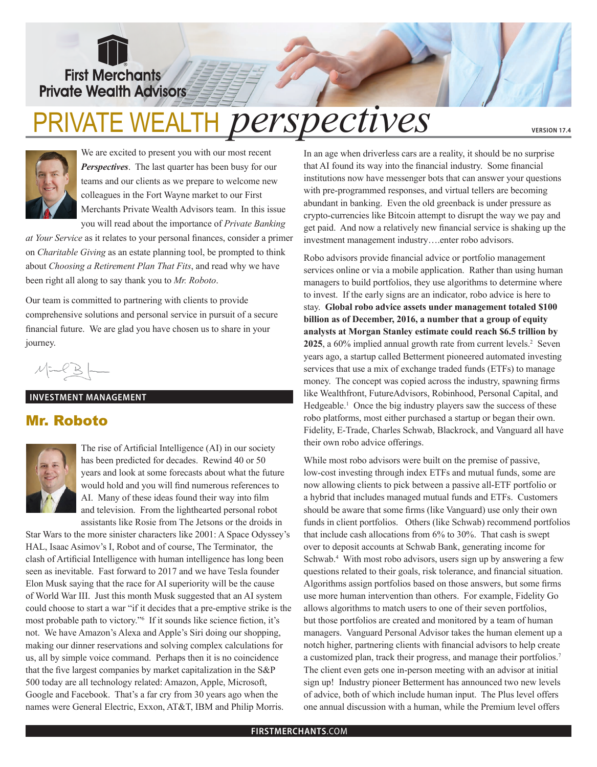# PRIVATE WEALTH *perspectives*

VERSION 17.4

We are excited to present you with our most recent ***Perspectives***. The last quarter has been busy for our teams and our clients as we prepare to welcome new colleagues in the Fort Wayne market to our First Merchants Private Wealth Advisors team. In this issue you will read about the importance of *Private Banking at Your Service* as it relates to your personal finances, consider a primer on *Charitable Giving* as an estate planning tool, be prompted to think about *Choosing a Retirement Plan That Fits*, and read why we have been right all along to say thank you to *Mr. Roboto*.

Our team is committed to partnering with clients to provide comprehensive solutions and personal service in pursuit of a secure financial future. We are glad you have chosen us to share in your journey.

**INVESTMENT MANAGEMENT**

## Mr. Roboto

The rise of Artificial Intelligence (AI) in our society has been predicted for decades. Rewind 40 or 50 years and look at some forecasts about what the future would hold and you will find numerous references to AI. Many of these ideas found their way into film and television. From the lighthearted personal robot assistants like Rosie from The Jetsons or the droids in Star Wars to the more sinister characters like 2001: A Space Odyssey's HAL, Isaac Asimov's I, Robot and of course, The Terminator, the clash of Artificial Intelligence with human intelligence has long been seen as inevitable. Fast forward to 2017 and we have Tesla founder Elon Musk saying that the race for AI superiority will be the cause of World War III. Just this month Musk suggested that an AI system could choose to start a war "if it decides that a pre-emptive strike is the most probable path to victory."[6] If it sounds like science fiction, it's not. We have Amazon's Alexa and Apple's Siri doing our shopping, making our dinner reservations and solving complex calculations for us, all by simple voice command. Perhaps then it is no coincidence that the five largest companies by market capitalization in the S&P 500 today are all technology related: Amazon, Apple, Microsoft, Google and Facebook. That's a far cry from 30 years ago when the names were General Electric, Exxon, AT&T, IBM and Philip Morris.

In an age when driverless cars are a reality, it should be no surprise that AI found its way into the financial industry. Some financial institutions now have messenger bots that can answer your questions with pre-programmed responses, and virtual tellers are becoming abundant in banking. Even the old greenback is under pressure as crypto-currencies like Bitcoin attempt to disrupt the way we pay and get paid. And now a relatively new financial service is shaking up the investment management industry….enter robo advisors.

Robo advisors provide financial advice or portfolio management services online or via a mobile application. Rather than using human managers to build portfolios, they use algorithms to determine where to invest. If the early signs are an indicator, robo advice is here to stay. **Global robo advice assets under management totaled $100 billion as of December, 2016, a number that a group of equity analysts at Morgan Stanley estimate could reach $6.5 trillion by 2025**, a 60% implied annual growth rate from current levels.[2] Seven years ago, a startup called Betterment pioneered automated investing services that use a mix of exchange traded funds (ETFs) to manage money. The concept was copied across the industry, spawning firms like Wealthfront, FutureAdvisors, Robinhood, Personal Capital, and Hedgeable.[1] Once the big industry players saw the success of these robo platforms, most either purchased a startup or began their own. Fidelity, E-Trade, Charles Schwab, Blackrock, and Vanguard all have their own robo advice offerings.

While most robo advisors were built on the premise of passive, low-cost investing through index ETFs and mutual funds, some are now allowing clients to pick between a passive all-ETF portfolio or a hybrid that includes managed mutual funds and ETFs. Customers should be aware that some firms (like Vanguard) use only their own funds in client portfolios. Others (like Schwab) recommend portfolios that include cash allocations from 6% to 30%. That cash is swept over to deposit accounts at Schwab Bank, generating income for Schwab.[4] With most robo advisors, users sign up by answering a few questions related to their goals, risk tolerance, and financial situation. Algorithms assign portfolios based on those answers, but some firms use more human intervention than others. For example, Fidelity Go allows algorithms to match users to one of their seven portfolios, but those portfolios are created and monitored by a team of human managers. Vanguard Personal Advisor takes the human element up a notch higher, partnering clients with financial advisors to help create a customized plan, track their progress, and manage their portfolios.[7] The client even gets one in-person meeting with an advisor at initial sign up! Industry pioneer Betterment has announced two new levels of advice, both of which include human input. The Plus level offers one annual discussion with a human, while the Premium level offers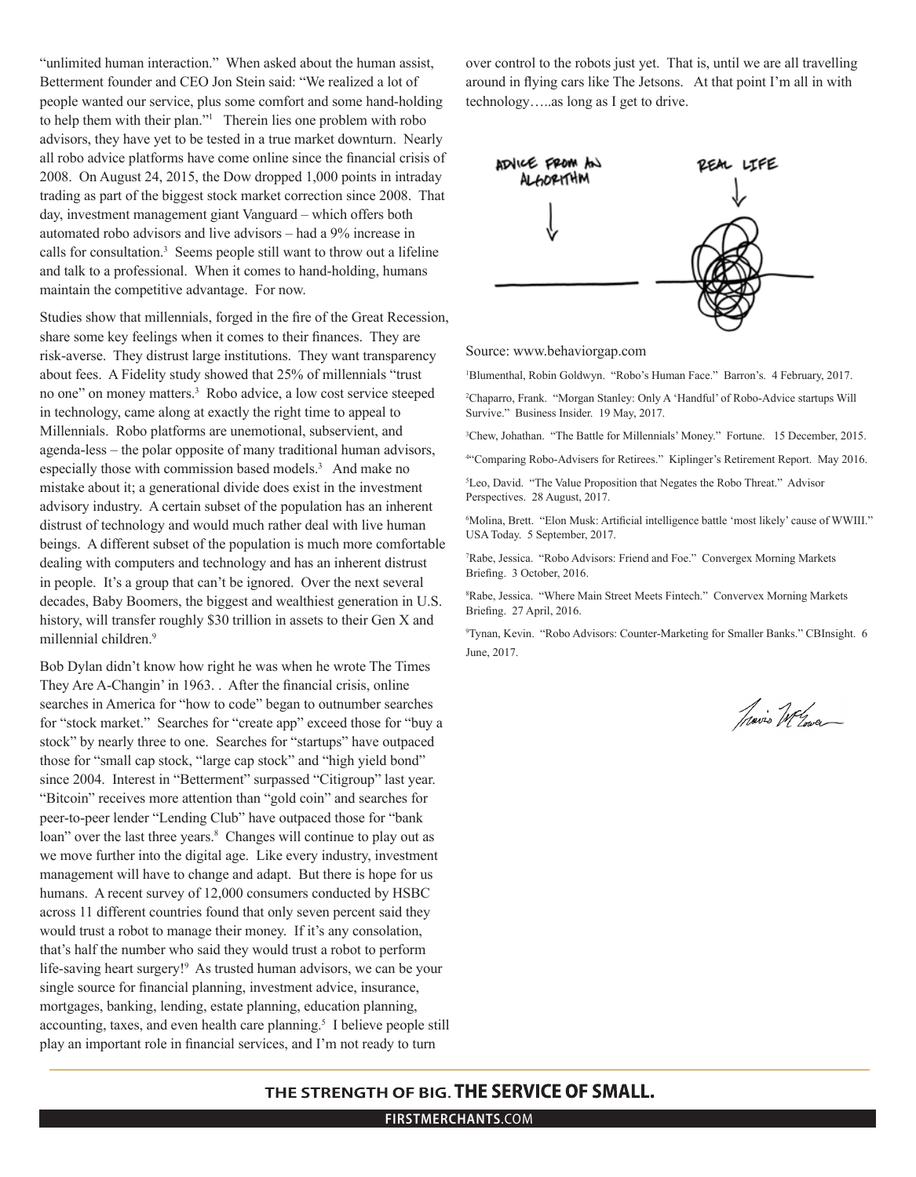"unlimited human interaction." When asked about the human assist, Betterment founder and CEO Jon Stein said: "We realized a lot of people wanted our service, plus some comfort and some hand-holding to help them with their plan."[1] Therein lies one problem with robo advisors, they have yet to be tested in a true market downturn. Nearly all robo advice platforms have come online since the financial crisis of 2008. On August 24, 2015, the Dow dropped 1,000 points in intraday trading as part of the biggest stock market correction since 2008. That day, investment management giant Vanguard – which offers both automated robo advisors and live advisors – had a 9% increase in calls for consultation.[3] Seems people still want to throw out a lifeline and talk to a professional. When it comes to hand-holding, humans maintain the competitive advantage. For now.

Studies show that millennials, forged in the fire of the Great Recession, share some key feelings when it comes to their finances. They are risk-averse. They distrust large institutions. They want transparency about fees. A Fidelity study showed that 25% of millennials "trust no one" on money matters.[3] Robo advice, a low cost service steeped in technology, came along at exactly the right time to appeal to Millennials. Robo platforms are unemotional, subservient, and agenda-less – the polar opposite of many traditional human advisors, especially those with commission based models.[3] And make no mistake about it; a generational divide does exist in the investment advisory industry. A certain subset of the population has an inherent distrust of technology and would much rather deal with live human beings. A different subset of the population is much more comfortable dealing with computers and technology and has an inherent distrust in people. It's a group that can't be ignored. Over the next several decades, Baby Boomers, the biggest and wealthiest generation in U.S. history, will transfer roughly $30 trillion in assets to their Gen X and millennial children.[9]

Bob Dylan didn't know how right he was when he wrote The Times They Are A-Changin' in 1963. . After the financial crisis, online searches in America for "how to code" began to outnumber searches for "stock market." Searches for "create app" exceed those for "buy a stock" by nearly three to one. Searches for "startups" have outpaced those for "small cap stock, "large cap stock" and "high yield bond" since 2004. Interest in "Betterment" surpassed "Citigroup" last year. "Bitcoin" receives more attention than "gold coin" and searches for peer-to-peer lender "Lending Club" have outpaced those for "bank loan" over the last three years.[8] Changes will continue to play out as we move further into the digital age. Like every industry, investment management will have to change and adapt. But there is hope for us humans. A recent survey of 12,000 consumers conducted by HSBC across 11 different countries found that only seven percent said they would trust a robot to manage their money. If it's any consolation, that's half the number who said they would trust a robot to perform life-saving heart surgery![9] As trusted human advisors, we can be your single source for financial planning, investment advice, insurance, mortgages, banking, lending, estate planning, education planning, accounting, taxes, and even health care planning.[5] I believe people still play an important role in financial services, and I'm not ready to turn over control to the robots just yet. That is, until we are all travelling around in flying cars like The Jetsons. At that point I'm all in with technology…..as long as I get to drive.

ADVICE FROM AN ALGORITHM | REAL LIFE

Source: www.behaviorgap.com

[1]Blumenthal, Robin Goldwyn. "Robo's Human Face." Barron's. 4 February, 2017.

[2]Chaparro, Frank. "Morgan Stanley: Only A 'Handful' of Robo-Advice startups Will Survive." Business Insider. 19 May, 2017.

[3]Chew, Johathan. "The Battle for Millennials' Money." Fortune. 15 December, 2015.

[4]"Comparing Robo-Advisers for Retirees." Kiplinger's Retirement Report. May 2016.

[5]Leo, David. "The Value Proposition that Negates the Robo Threat." Advisor Perspectives. 28 August, 2017.

[6]Molina, Brett. "Elon Musk: Artificial intelligence battle 'most likely' cause of WWIII." USA Today. 5 September, 2017.

[7]Rabe, Jessica. "Robo Advisors: Friend and Foe." Convergex Morning Markets Briefing. 3 October, 2016.

[8]Rabe, Jessica. "Where Main Street Meets Fintech." Convervex Morning Markets Briefing. 27 April, 2016.

[9]Tynan, Kevin. "Robo Advisors: Counter-Marketing for Smaller Banks." CBInsight. 6 June, 2017.

Travis McLean

THE STRENGTH OF BIG. **THE SERVICE OF SMALL.**

**FIRSTMERCHANTS**.COM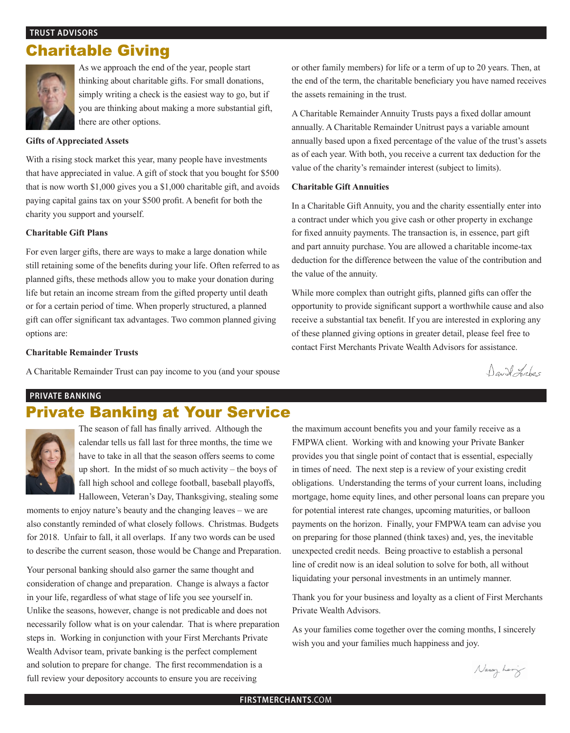TRUST ADVISORS

# Charitable Giving

As we approach the end of the year, people start thinking about charitable gifts. For small donations, simply writing a check is the easiest way to go, but if you are thinking about making a more substantial gift, there are other options.

**Gifts of Appreciated Assets**

With a rising stock market this year, many people have investments that have appreciated in value. A gift of stock that you bought for $500 that is now worth $1,000 gives you a $1,000 charitable gift, and avoids paying capital gains tax on your $500 profit. A benefit for both the charity you support and yourself.

**Charitable Gift Plans**

For even larger gifts, there are ways to make a large donation while still retaining some of the benefits during your life. Often referred to as planned gifts, these methods allow you to make your donation during life but retain an income stream from the gifted property until death or for a certain period of time. When properly structured, a planned gift can offer significant tax advantages. Two common planned giving options are:

**Charitable Remainder Trusts**

A Charitable Remainder Trust can pay income to you (and your spouse or other family members) for life or a term of up to 20 years. Then, at the end of the term, the charitable beneficiary you have named receives the assets remaining in the trust.

A Charitable Remainder Annuity Trusts pays a fixed dollar amount annually. A Charitable Remainder Unitrust pays a variable amount annually based upon a fixed percentage of the value of the trust's assets as of each year. With both, you receive a current tax deduction for the value of the charity's remainder interest (subject to limits).

**Charitable Gift Annuities**

In a Charitable Gift Annuity, you and the charity essentially enter into a contract under which you give cash or other property in exchange for fixed annuity payments. The transaction is, in essence, part gift and part annuity purchase. You are allowed a charitable income-tax deduction for the difference between the value of the contribution and the value of the annuity.

While more complex than outright gifts, planned gifts can offer the opportunity to provide significant support a worthwhile cause and also receive a substantial tax benefit. If you are interested in exploring any of these planned giving options in greater detail, please feel free to contact First Merchants Private Wealth Advisors for assistance.

David Forbes

PRIVATE BANKING

# Private Banking at Your Service

The season of fall has finally arrived. Although the calendar tells us fall last for three months, the time we have to take in all that the season offers seems to come up short. In the midst of so much activity – the boys of fall high school and college football, baseball playoffs, Halloween, Veteran's Day, Thanksgiving, stealing some moments to enjoy nature's beauty and the changing leaves – we are also constantly reminded of what closely follows. Christmas. Budgets for 2018. Unfair to fall, it all overlaps. If any two words can be used to describe the current season, those would be Change and Preparation.

Your personal banking should also garner the same thought and consideration of change and preparation. Change is always a factor in your life, regardless of what stage of life you see yourself in. Unlike the seasons, however, change is not predicable and does not necessarily follow what is on your calendar. That is where preparation steps in. Working in conjunction with your First Merchants Private Wealth Advisor team, private banking is the perfect complement and solution to prepare for change. The first recommendation is a full review your depository accounts to ensure you are receiving the maximum account benefits you and your family receive as a FMPWA client. Working with and knowing your Private Banker provides you that single point of contact that is essential, especially in times of need. The next step is a review of your existing credit obligations. Understanding the terms of your current loans, including mortgage, home equity lines, and other personal loans can prepare you for potential interest rate changes, upcoming maturities, or balloon payments on the horizon. Finally, your FMPWA team can advise you on preparing for those planned (think taxes) and, yes, the inevitable unexpected credit needs. Being proactive to establish a personal line of credit now is an ideal solution to solve for both, all without liquidating your personal investments in an untimely manner.

Thank you for your business and loyalty as a client of First Merchants Private Wealth Advisors.

As your families come together over the coming months, I sincerely wish you and your families much happiness and joy.

Nancy Lenz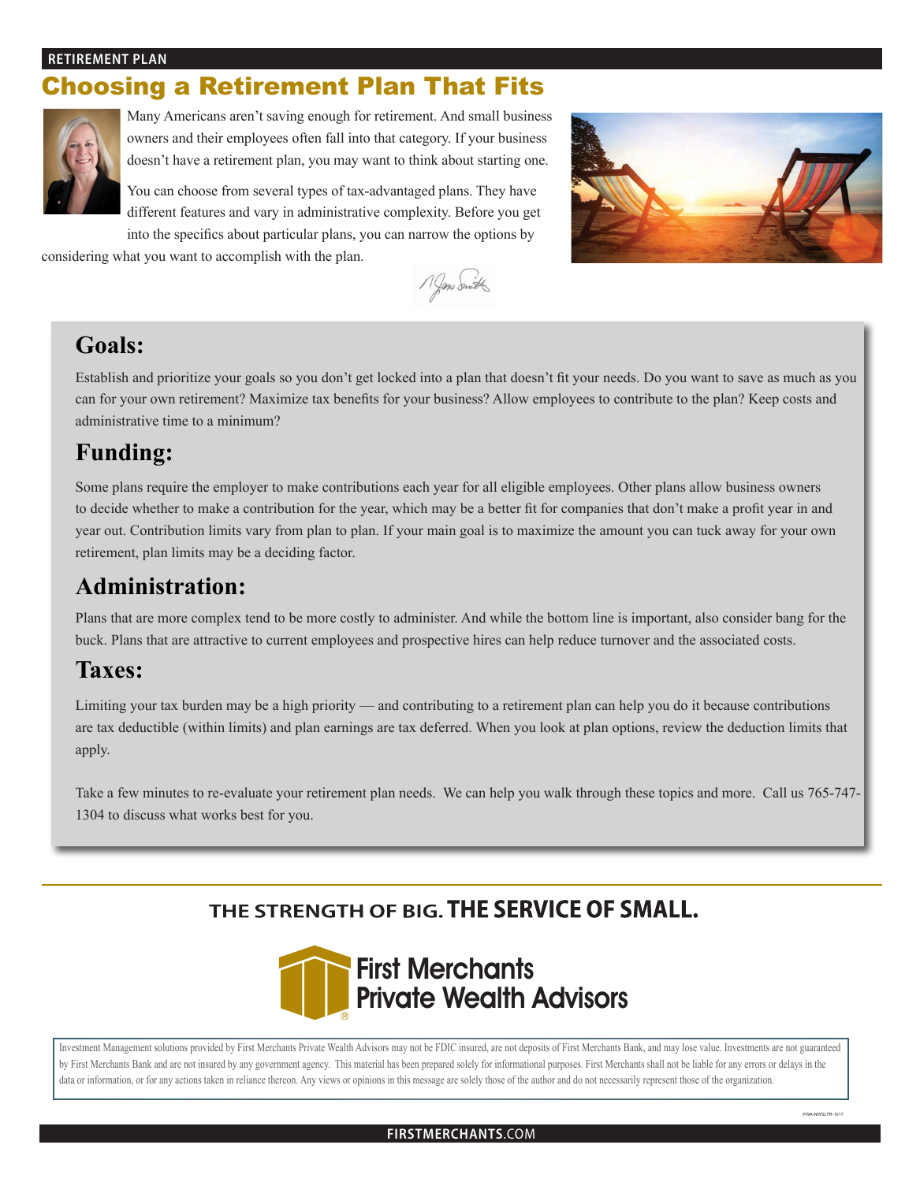RETIREMENT PLAN

# Choosing a Retirement Plan That Fits

Many Americans aren't saving enough for retirement. And small business owners and their employees often fall into that category. If your business doesn't have a retirement plan, you may want to think about starting one.

You can choose from several types of tax-advantaged plans. They have different features and vary in administrative complexity. Before you get into the specifics about particular plans, you can narrow the options by considering what you want to accomplish with the plan.

## Goals:

Establish and prioritize your goals so you don't get locked into a plan that doesn't fit your needs. Do you want to save as much as you can for your own retirement? Maximize tax benefits for your business? Allow employees to contribute to the plan? Keep costs and administrative time to a minimum?

## Funding:

Some plans require the employer to make contributions each year for all eligible employees. Other plans allow business owners to decide whether to make a contribution for the year, which may be a better fit for companies that don't make a profit year in and year out. Contribution limits vary from plan to plan. If your main goal is to maximize the amount you can tuck away for your own retirement, plan limits may be a deciding factor.

## Administration:

Plans that are more complex tend to be more costly to administer. And while the bottom line is important, also consider bang for the buck. Plans that are attractive to current employees and prospective hires can help reduce turnover and the associated costs.

## Taxes:

Limiting your tax burden may be a high priority — and contributing to a retirement plan can help you do it because contributions are tax deductible (within limits) and plan earnings are tax deferred. When you look at plan options, review the deduction limits that apply.

Take a few minutes to re-evaluate your retirement plan needs. We can help you walk through these topics and more. Call us 765-747-1304 to discuss what works best for you.

THE STRENGTH OF BIG. **THE SERVICE OF SMALL.**

**First Merchants Private Wealth Advisors**

Investment Management solutions provided by First Merchants Private Wealth Advisors may not be FDIC insured, are not deposits of First Merchants Bank, and may lose value. Investments are not guaranteed by First Merchants Bank and are not insured by any government agency. This material has been prepared solely for informational purposes. First Merchants shall not be liable for any errors or delays in the data or information, or for any actions taken in reliance thereon. Any views or opinions in this message are solely those of the author and do not necessarily represent those of the organization.

PWA-NWSLTR-1017

FIRSTMERCHANTS.COM